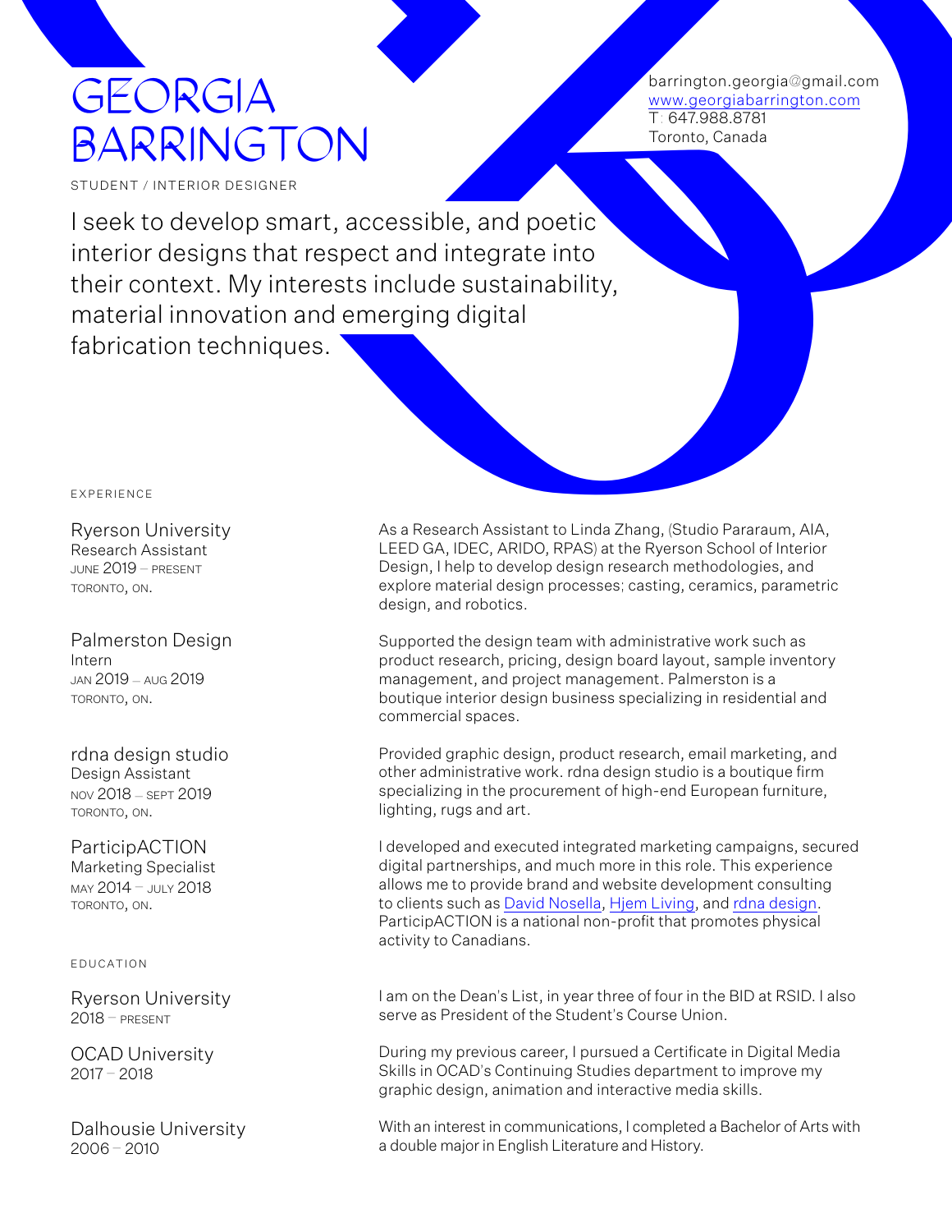# GEORGIA BARRINGTON

STUDENT / INTERIOR DESIGNER

barrington.georgia@gmail.com
www.georgiabarrington.com
T: 647.988.8781
Toronto, Canada

I seek to develop smart, accessible, and poetic interior designs that respect and integrate into their context. My interests include sustainability, material innovation and emerging digital fabrication techniques.

## EXPERIENCE

**Ryerson University**
Research Assistant
JUNE 2019 – PRESENT
TORONTO, ON.

As a Research Assistant to Linda Zhang, (Studio Pararaum, AIA, LEED GA, IDEC, ARIDO, RPAS) at the Ryerson School of Interior Design, I help to develop design research methodologies, and explore material design processes; casting, ceramics, parametric design, and robotics.

**Palmerston Design**
Intern
JAN 2019 – AUG 2019
TORONTO, ON.

Supported the design team with administrative work such as product research, pricing, design board layout, sample inventory management, and project management. Palmerston is a boutique interior design business specializing in residential and commercial spaces.

**rdna design studio**
Design Assistant
NOV 2018 – SEPT 2019
TORONTO, ON.

Provided graphic design, product research, email marketing, and other administrative work. rdna design studio is a boutique firm specializing in the procurement of high-end European furniture, lighting, rugs and art.

**ParticipACTION**
Marketing Specialist
MAY 2014 – JULY 2018
TORONTO, ON.

I developed and executed integrated marketing campaigns, secured digital partnerships, and much more in this role. This experience allows me to provide brand and website development consulting to clients such as David Nosella, Hjem Living, and rdna design. ParticipACTION is a national non-profit that promotes physical activity to Canadians.

## EDUCATION

**Ryerson University**
2018 – PRESENT

I am on the Dean's List, in year three of four in the BID at RSID. I also serve as President of the Student's Course Union.

**OCAD University**
2017 – 2018

During my previous career, I pursued a Certificate in Digital Media Skills in OCAD's Continuing Studies department to improve my graphic design, animation and interactive media skills.

**Dalhousie University**
2006 – 2010

With an interest in communications, I completed a Bachelor of Arts with a double major in English Literature and History.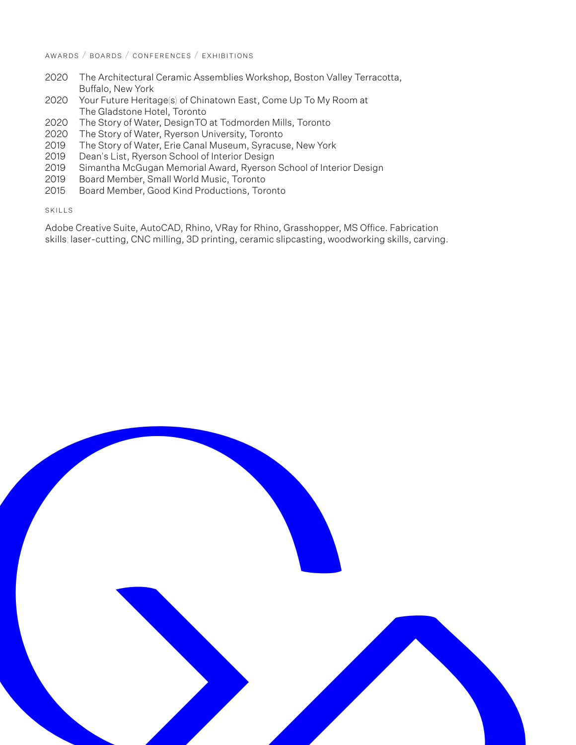## AWARDS / BOARDS / CONFERENCES / EXHIBITIONS

2020 The Architectural Ceramic Assemblies Workshop, Boston Valley Terracotta, Buffalo, New York
2020 Your Future Heritage(s) of Chinatown East, Come Up To My Room at The Gladstone Hotel, Toronto
2020 The Story of Water, DesignTO at Todmorden Mills, Toronto
2020 The Story of Water, Ryerson University, Toronto
2019 The Story of Water, Erie Canal Museum, Syracuse, New York
2019 Dean's List, Ryerson School of Interior Design
2019 Simantha McGugan Memorial Award, Ryerson School of Interior Design
2019 Board Member, Small World Music, Toronto
2015 Board Member, Good Kind Productions, Toronto

## SKILLS

Adobe Creative Suite, AutoCAD, Rhino, VRay for Rhino, Grasshopper, MS Office. Fabrication skills: laser-cutting, CNC milling, 3D printing, ceramic slipcasting, woodworking skills, carving.